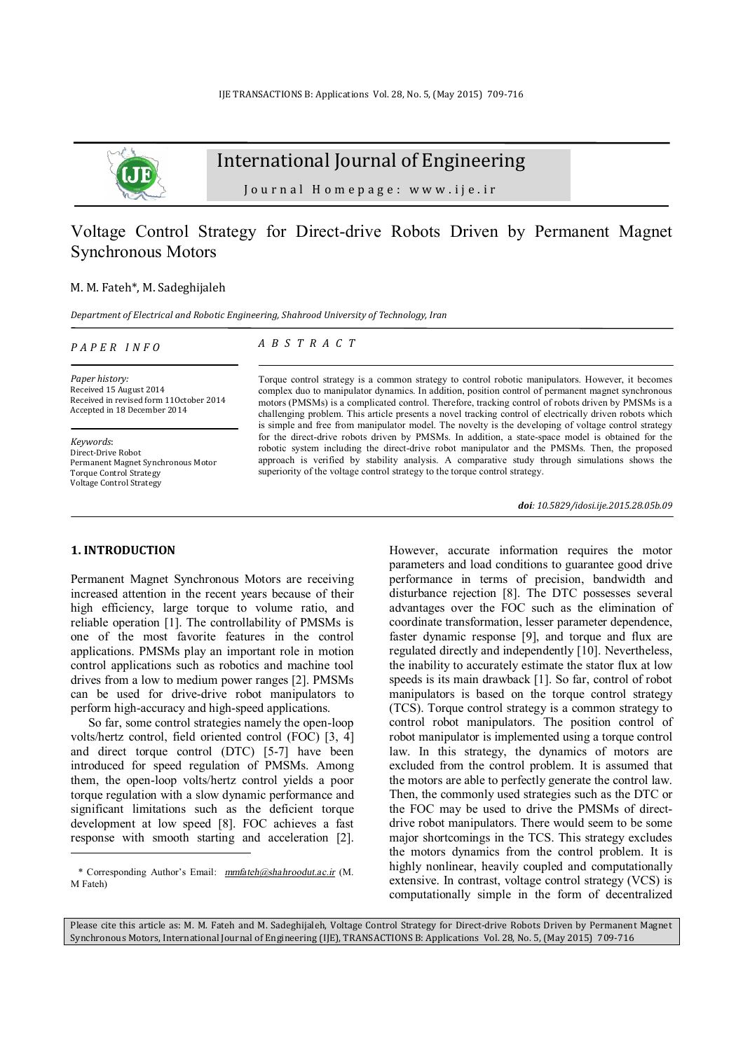# International Journal of Engineering

Journal Homepage: www.ije.ir

## Voltage Control Strategy for Direct-drive Robots Driven by Permanent Magnet Synchronous Motors

M. M. Fateh*, M. Sadeghijaleh

*Department of Electrical and Robotic Engineering, Shahrood University of Technology, Iran*

*PAPER INFO*

*Paper history:*
Received 15 August 2014
Received in revised form 11October 2014
Accepted in 18 December 2014

*Keywords*:
Direct-Drive Robot
Permanent Magnet Synchronous Motor
Torque Control Strategy
Voltage Control Strategy

*ABSTRACT*

Torque control strategy is a common strategy to control robotic manipulators. However, it becomes complex duo to manipulator dynamics. In addition, position control of permanent magnet synchronous motors (PMSMs) is a complicated control. Therefore, tracking control of robots driven by PMSMs is a challenging problem. This article presents a novel tracking control of electrically driven robots which is simple and free from manipulator model. The novelty is the developing of voltage control strategy for the direct-drive robots driven by PMSMs. In addition, a state-space model is obtained for the robotic system including the direct-drive robot manipulator and the PMSMs. Then, the proposed approach is verified by stability analysis. A comparative study through simulations shows the superiority of the voltage control strategy to the torque control strategy.

***doi**: 10.5829/idosi.ije.2015.28.05b.09*

## 1. INTRODUCTION

Permanent Magnet Synchronous Motors are receiving increased attention in the recent years because of their high efficiency, large torque to volume ratio, and reliable operation [1]. The controllability of PMSMs is one of the most favorite features in the control applications. PMSMs play an important role in motion control applications such as robotics and machine tool drives from a low to medium power ranges [2]. PMSMs can be used for drive-drive robot manipulators to perform high-accuracy and high-speed applications.

So far, some control strategies namely the open-loop volts/hertz control, field oriented control (FOC) [3, 4] and direct torque control (DTC) [5-7] have been introduced for speed regulation of PMSMs. Among them, the open-loop volts/hertz control yields a poor torque regulation with a slow dynamic performance and significant limitations such as the deficient torque development at low speed [8]. FOC achieves a fast response with smooth starting and acceleration [2]. However, accurate information requires the motor parameters and load conditions to guarantee good drive performance in terms of precision, bandwidth and disturbance rejection [8]. The DTC possesses several advantages over the FOC such as the elimination of coordinate transformation, lesser parameter dependence, faster dynamic response [9], and torque and flux are regulated directly and independently [10]. Nevertheless, the inability to accurately estimate the stator flux at low speeds is its main drawback [1]. So far, control of robot manipulators is based on the torque control strategy (TCS). Torque control strategy is a common strategy to control robot manipulators. The position control of robot manipulator is implemented using a torque control law. In this strategy, the dynamics of motors are excluded from the control problem. It is assumed that the motors are able to perfectly generate the control law. Then, the commonly used strategies such as the DTC or the FOC may be used to drive the PMSMs of direct-drive robot manipulators. There would seem to be some major shortcomings in the TCS. This strategy excludes the motors dynamics from the control problem. It is highly nonlinear, heavily coupled and computationally extensive. In contrast, voltage control strategy (VCS) is computationally simple in the form of decentralized

\* Corresponding Author's Email: mmfateh@shahroodut.ac.ir (M. M Fateh)

Please cite this article as: M. M. Fateh and M. Sadeghijaleh, Voltage Control Strategy for Direct-drive Robots Driven by Permanent Magnet Synchronous Motors, International Journal of Engineering (IJE), TRANSACTIONS B: Applications Vol. 28, No. 5, (May 2015) 709-716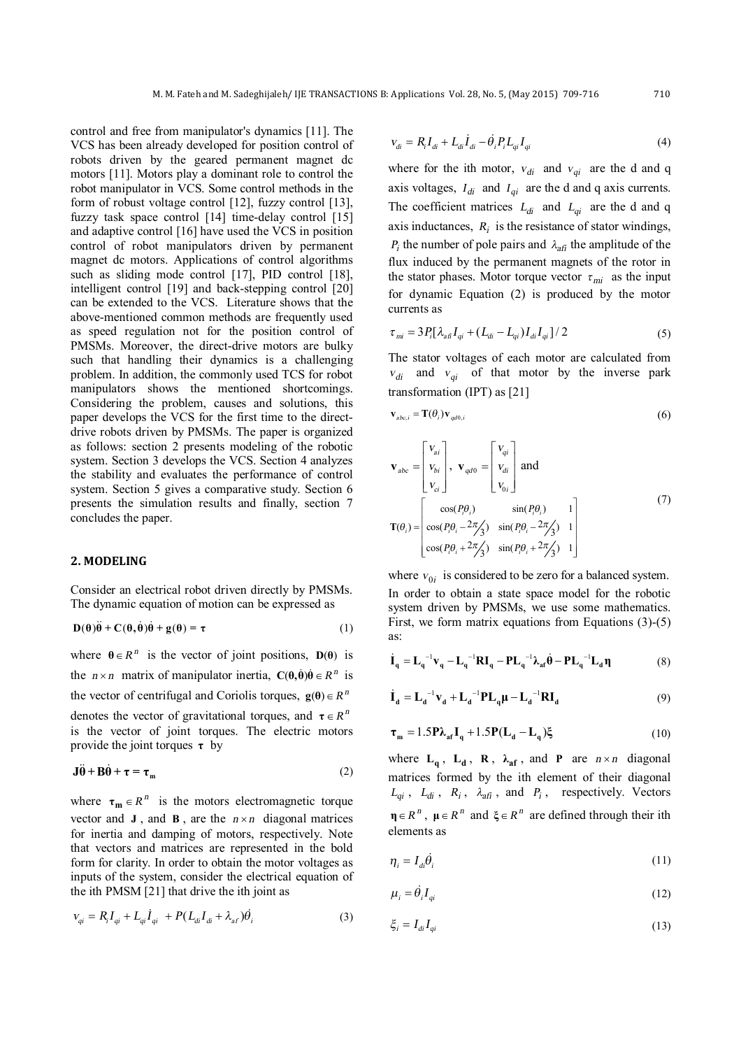control and free from manipulator's dynamics [11]. The VCS has been already developed for position control of robots driven by the geared permanent magnet dc motors [11]. Motors play a dominant role to control the robot manipulator in VCS. Some control methods in the form of robust voltage control [12], fuzzy control [13], fuzzy task space control [14] time-delay control [15] and adaptive control [16] have used the VCS in position control of robot manipulators driven by permanent magnet dc motors. Applications of control algorithms such as sliding mode control [17], PID control [18], intelligent control [19] and back-stepping control [20] can be extended to the VCS. Literature shows that the above-mentioned common methods are frequently used as speed regulation not for the position control of PMSMs. Moreover, the direct-drive motors are bulky such that handling their dynamics is a challenging problem. In addition, the commonly used TCS for robot manipulators shows the mentioned shortcomings. Considering the problem, causes and solutions, this paper develops the VCS for the first time to the direct-drive robots driven by PMSMs. The paper is organized as follows: section 2 presents modeling of the robotic system. Section 3 develops the VCS. Section 4 analyzes the stability and evaluates the performance of control system. Section 5 gives a comparative study. Section 6 presents the simulation results and finally, section 7 concludes the paper.

## 2. MODELING

Consider an electrical robot driven directly by PMSMs. The dynamic equation of motion can be expressed as

$$\mathbf{D}(\boldsymbol{\theta})\ddot{\boldsymbol{\theta}} + \mathbf{C}(\boldsymbol{\theta},\dot{\boldsymbol{\theta}})\dot{\boldsymbol{\theta}} + \mathbf{g}(\boldsymbol{\theta}) = \boldsymbol{\tau} \tag{1}$$

where $\boldsymbol{\theta} \in R^n$ is the vector of joint positions, $\mathbf{D}(\boldsymbol{\theta})$ is the $n \times n$ matrix of manipulator inertia, $\mathbf{C}(\boldsymbol{\theta},\dot{\boldsymbol{\theta}})\dot{\boldsymbol{\theta}} \in R^n$ is the vector of centrifugal and Coriolis torques, $\mathbf{g}(\boldsymbol{\theta}) \in R^n$ denotes the vector of gravitational torques, and $\boldsymbol{\tau} \in R^n$ is the vector of joint torques. The electric motors provide the joint torques $\boldsymbol{\tau}$ by

$$\mathbf{J}\ddot{\boldsymbol{\theta}} + \mathbf{B}\dot{\boldsymbol{\theta}} + \boldsymbol{\tau} = \boldsymbol{\tau}_{\mathbf{m}} \tag{2}$$

where $\boldsymbol{\tau}_{\mathbf{m}} \in R^n$ is the motors electromagnetic torque vector and $\mathbf{J}$, and $\mathbf{B}$, are the $n \times n$ diagonal matrices for inertia and damping of motors, respectively. Note that vectors and matrices are represented in the bold form for clarity. In order to obtain the motor voltages as inputs of the system, consider the electrical equation of the ith PMSM [21] that drive the ith joint as

$$v_{qi} = R_i I_{qi} + L_{qi}\dot{I}_{qi} + P(L_{di}I_{di} + \lambda_{af})\dot{\theta}_i \tag{3}$$

$$v_{di} = R_i I_{di} + L_{di}\dot{I}_{di} - \dot{\theta}_i P_i L_{qi} I_{qi} \tag{4}$$

where for the ith motor, $v_{di}$ and $v_{qi}$ are the d and q axis voltages, $I_{di}$ and $I_{qi}$ are the d and q axis currents. The coefficient matrices $L_{di}$ and $L_{qi}$ are the d and q axis inductances, $R_i$ is the resistance of stator windings, $P_i$ the number of pole pairs and $\lambda_{afi}$ the amplitude of the flux induced by the permanent magnets of the rotor in the stator phases. Motor torque vector $\tau_{mi}$ as the input for dynamic Equation (2) is produced by the motor currents as

$$\tau_{mi} = 3P_i[\lambda_{afi}I_{qi} + (L_{di} - L_{qi})I_{di}I_{qi}]/2 \tag{5}$$

The stator voltages of each motor are calculated from $v_{di}$ and $v_{qi}$ of that motor by the inverse park transformation (IPT) as [21]

$$\mathbf{v}_{abc,i} = \mathbf{T}(\theta_i)\mathbf{v}_{qd0,i} \tag{6}$$

$$\mathbf{v}_{abc} = \begin{bmatrix} v_{ai} \\ v_{bi} \\ v_{ci} \end{bmatrix}, \ \mathbf{v}_{qd0} = \begin{bmatrix} v_{qi} \\ v_{di} \\ V_{0i} \end{bmatrix} \text{ and}$$
$$\mathbf{T}(\theta_i) = \begin{bmatrix} \cos(P_i\theta_i) & \sin(P_i\theta_i) & 1 \\ \cos(P_i\theta_i - 2\pi/3) & \sin(P_i\theta_i - 2\pi/3) & 1 \\ \cos(P_i\theta_i + 2\pi/3) & \sin(P_i\theta_i + 2\pi/3) & 1 \end{bmatrix} \tag{7}$$

where $v_{0i}$ is considered to be zero for a balanced system. In order to obtain a state space model for the robotic system driven by PMSMs, we use some mathematics. First, we form matrix equations from Equations (3)-(5) as:

$$\dot{\mathbf{I}}_{\mathbf{q}} = \mathbf{L_q}^{-1}\mathbf{v_q} - \mathbf{L_q}^{-1}\mathbf{R}\mathbf{I_q} - \mathbf{P}\mathbf{L_q}^{-1}\boldsymbol{\lambda}_{\mathbf{af}}\dot{\boldsymbol{\theta}} - \mathbf{P}\mathbf{L_q}^{-1}\mathbf{L_d}\boldsymbol{\eta} \tag{8}$$

$$\dot{\mathbf{I}}_{\mathbf{d}} = \mathbf{L_d}^{-1}\mathbf{v_d} + \mathbf{L_d}^{-1}\mathbf{P}\mathbf{L_q}\boldsymbol{\mu} - \mathbf{L_d}^{-1}\mathbf{R}\mathbf{I_d} \tag{9}$$

$$\boldsymbol{\tau}_{\mathbf{m}} = 1.5\mathbf{P}\boldsymbol{\lambda}_{\mathbf{af}}\mathbf{I_q} + 1.5\mathbf{P}(\mathbf{L_d} - \mathbf{L_q})\boldsymbol{\xi} \tag{10}$$

where $\mathbf{L_q}$, $\mathbf{L_d}$, $\mathbf{R}$, $\boldsymbol{\lambda}_{\mathbf{af}}$, and $\mathbf{P}$ are $n \times n$ diagonal matrices formed by the ith element of their diagonal $L_{qi}$, $L_{di}$, $R_i$, $\lambda_{afi}$, and $P_i$, respectively. Vectors $\boldsymbol{\eta} \in R^n$, $\boldsymbol{\mu} \in R^n$ and $\boldsymbol{\xi} \in R^n$ are defined through their ith elements as

$$\eta_i = I_{di}\dot{\theta}_i \tag{11}$$

$$\mu_i = \dot{\theta}_i I_{qi} \tag{12}$$

$$\xi_i = I_{di}I_{qi} \tag{13}$$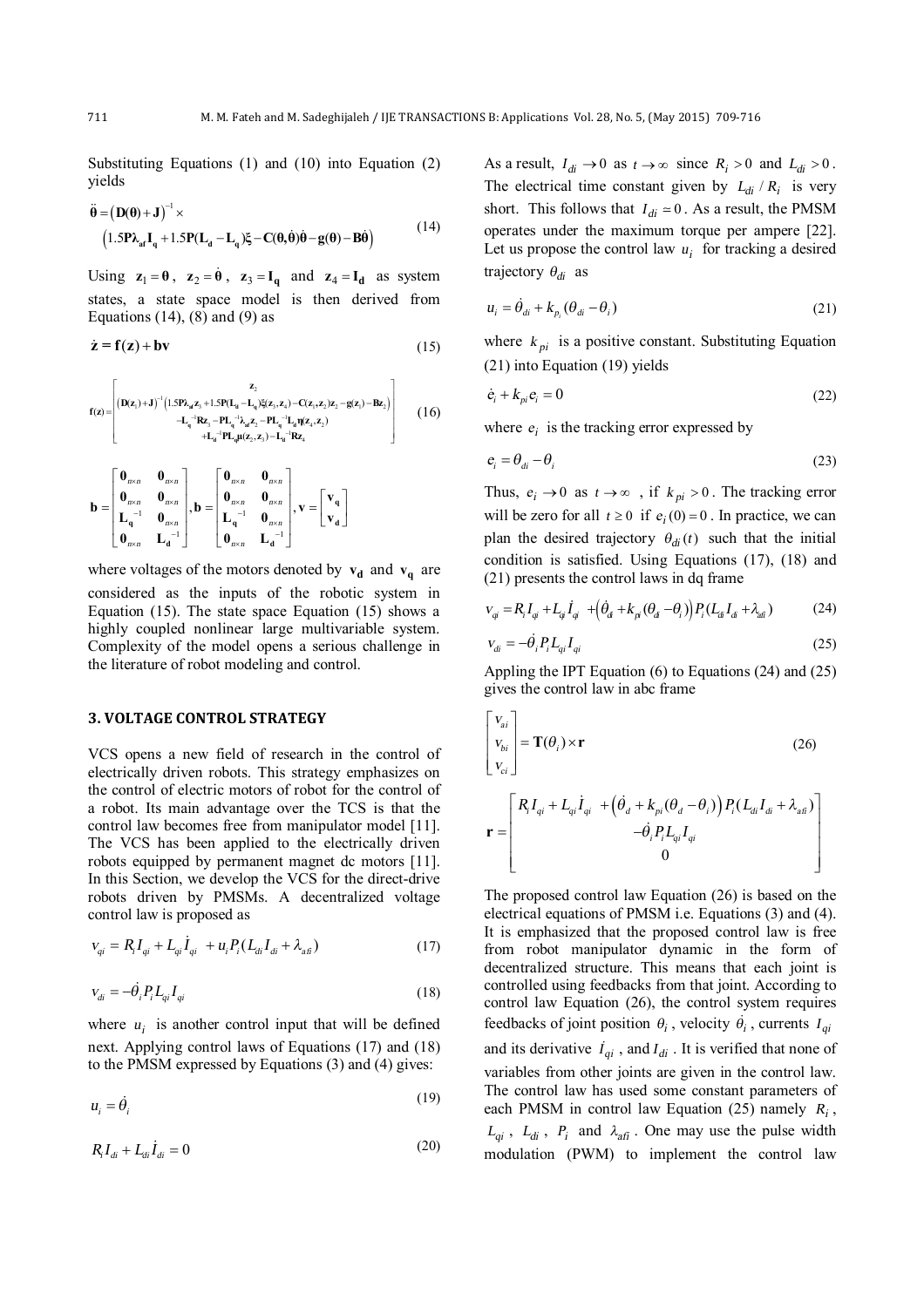Substituting Equations (1) and (10) into Equation (2) yields

$$\ddot{\boldsymbol{\theta}} = \left(\mathbf{D}(\boldsymbol{\theta}) + \mathbf{J}\right)^{-1} \times \left(1.5\mathbf{P}\boldsymbol{\lambda}_{\mathbf{af}}\mathbf{I}_{\mathbf{q}} + 1.5\mathbf{P}(\mathbf{L}_{\mathbf{d}} - \mathbf{L}_{\mathbf{q}})\boldsymbol{\xi} - \mathbf{C}(\boldsymbol{\theta}, \dot{\boldsymbol{\theta}})\dot{\boldsymbol{\theta}} - \mathbf{g}(\boldsymbol{\theta}) - \mathbf{B}\dot{\boldsymbol{\theta}}\right) \tag{14}$$

Using $\mathbf{z}_1 = \boldsymbol{\theta}$, $\mathbf{z}_2 = \dot{\boldsymbol{\theta}}$, $\mathbf{z}_3 = \mathbf{I}_{\mathbf{q}}$ and $\mathbf{z}_4 = \mathbf{I}_{\mathbf{d}}$ as system states, a state space model is then derived from Equations (14), (8) and (9) as

$$\dot{\mathbf{z}} = \mathbf{f}(\mathbf{z}) + \mathbf{b}\mathbf{v} \tag{15}$$

$$\mathbf{f}(\mathbf{z}) = \begin{bmatrix} \mathbf{z}_2 \\ \left(\mathbf{D}(\mathbf{z}_1) + \mathbf{J}\right)^{-1}\left(1.5\mathbf{P}\boldsymbol{\lambda}_{\mathbf{af}}\mathbf{z}_3 + 1.5\mathbf{P}(\mathbf{L}_{\mathbf{d}} - \mathbf{L}_{\mathbf{q}})\boldsymbol{\xi}(\mathbf{z}_3, \mathbf{z}_4) - \mathbf{C}(\mathbf{z}_1, \mathbf{z}_2)\mathbf{z}_2 - \mathbf{g}(\mathbf{z}_1) - \mathbf{B}\mathbf{z}_2\right) \\ -\mathbf{L}_{\mathbf{q}}^{-1}\mathbf{R}\mathbf{z}_3 - \mathbf{P}\mathbf{L}_{\mathbf{q}}^{-1}\boldsymbol{\lambda}_{\mathbf{af}}\mathbf{z}_2 - \mathbf{P}\mathbf{L}_{\mathbf{q}}^{-1}\mathbf{L}_{\mathbf{d}}\boldsymbol{\eta}(\mathbf{z}_1, \mathbf{z}_2) \\ +\mathbf{L}_{\mathbf{d}}^{-1}\mathbf{P}\mathbf{L}_{\mathbf{q}}\boldsymbol{\mu}(\mathbf{z}_2, \mathbf{z}_3) - \mathbf{L}_{\mathbf{d}}^{-1}\mathbf{R}\mathbf{z}_4 \end{bmatrix} \tag{16}$$

$$\mathbf{b} = \begin{bmatrix} \mathbf{0}_{n\times n} & \mathbf{0}_{n\times n} \\ \mathbf{0}_{n\times n} & \mathbf{0}_{n\times n} \\ \mathbf{L}_{\mathbf{q}}^{-1} & \mathbf{0}_{n\times n} \\ \mathbf{0}_{n\times n} & \mathbf{L}_{\mathbf{d}}^{-1} \end{bmatrix}, \mathbf{b} = \begin{bmatrix} \mathbf{0}_{n\times n} & \mathbf{0}_{n\times n} \\ \mathbf{0}_{n\times n} & \mathbf{0}_{n\times n} \\ \mathbf{L}_{\mathbf{q}}^{-1} & \mathbf{0}_{n\times n} \\ \mathbf{0}_{n\times n} & \mathbf{L}_{\mathbf{d}}^{-1} \end{bmatrix}, \mathbf{v} = \begin{bmatrix} \mathbf{v}_{\mathbf{q}} \\ \mathbf{v}_{\mathbf{d}} \end{bmatrix}$$

where voltages of the motors denoted by $\mathbf{v}_{\mathbf{d}}$ and $\mathbf{v}_{\mathbf{q}}$ are considered as the inputs of the robotic system in Equation (15). The state space Equation (15) shows a highly coupled nonlinear large multivariable system. Complexity of the model opens a serious challenge in the literature of robot modeling and control.

## 3. VOLTAGE CONTROL STRATEGY

VCS opens a new field of research in the control of electrically driven robots. This strategy emphasizes on the control of electric motors of robot for the control of a robot. Its main advantage over the TCS is that the control law becomes free from manipulator model [11]. The VCS has been applied to the electrically driven robots equipped by permanent magnet dc motors [11]. In this Section, we develop the VCS for the direct-drive robots driven by PMSMs. A decentralized voltage control law is proposed as

$$v_{qi} = R_i I_{qi} + L_{qi}\dot{I}_{qi} + u_i P_i (L_{di} I_{di} + \lambda_{afi}) \tag{17}$$

$$v_{di} = -\dot{\theta}_i P_i L_{qi} I_{qi} \tag{18}$$

where $u_i$ is another control input that will be defined next. Applying control laws of Equations (17) and (18) to the PMSM expressed by Equations (3) and (4) gives:

$$u_i = \dot{\theta}_i \tag{19}$$

$$R_i I_{di} + L_{di}\dot{I}_{di} = 0 \tag{20}$$

As a result, $I_{di} \to 0$ as $t \to \infty$ since $R_i > 0$ and $L_{di} > 0$. The electrical time constant given by $L_{di}/R_i$ is very short. This follows that $I_{di} \simeq 0$. As a result, the PMSM operates under the maximum torque per ampere [22]. Let us propose the control law $u_i$ for tracking a desired trajectory $\theta_{di}$ as

$$u_i = \dot{\theta}_{di} + k_{p_i}(\theta_{di} - \theta_i) \tag{21}$$

where $k_{pi}$ is a positive constant. Substituting Equation (21) into Equation (19) yields

$$\dot{e}_i + k_{pi} e_i = 0 \tag{22}$$

where $e_i$ is the tracking error expressed by

$$e_i = \theta_{di} - \theta_i \tag{23}$$

Thus, $e_i \to 0$ as $t \to \infty$, if $k_{pi} > 0$. The tracking error will be zero for all $t \ge 0$ if $e_i(0) = 0$. In practice, we can plan the desired trajectory $\theta_{di}(t)$ such that the initial condition is satisfied. Using Equations (17), (18) and (21) presents the control laws in dq frame

$$v_{qi} = R_i I_{qi} + L_{qi}\dot{I}_{qi} + \left(\dot{\theta}_{di} + k_{pi}(\theta_{di} - \theta_i)\right) P_i (L_{di} I_{di} + \lambda_{afi}) \tag{24}$$

$$v_{di} = -\dot{\theta}_i P_i L_{qi} I_{qi} \tag{25}$$

Appling the IPT Equation (6) to Equations (24) and (25) gives the control law in abc frame

$$\begin{bmatrix} v_{ai} \\ v_{bi} \\ v_{ci} \end{bmatrix} = \mathbf{T}(\theta_i) \times \mathbf{r} \tag{26}$$

$$\mathbf{r} = \begin{bmatrix} R_i I_{qi} + L_{qi}\dot{I}_{qi} + \left(\dot{\theta}_d + k_{pi}(\theta_d - \theta_i)\right) P_i (L_{di} I_{di} + \lambda_{afi}) \\ -\dot{\theta}_i P_i L_{qi} I_{qi} \\ 0 \end{bmatrix}$$

The proposed control law Equation (26) is based on the electrical equations of PMSM i.e. Equations (3) and (4). It is emphasized that the proposed control law is free from robot manipulator dynamic in the form of decentralized structure. This means that each joint is controlled using feedbacks from that joint. According to control law Equation (26), the control system requires feedbacks of joint position $\theta_i$, velocity $\dot{\theta}_i$, currents $I_{qi}$ and its derivative $\dot{I}_{qi}$, and $I_{di}$. It is verified that none of variables from other joints are given in the control law. The control law has used some constant parameters of each PMSM in control law Equation (25) namely $R_i$, $L_{qi}$, $L_{di}$, $P_i$ and $\lambda_{afi}$. One may use the pulse width modulation (PWM) to implement the control law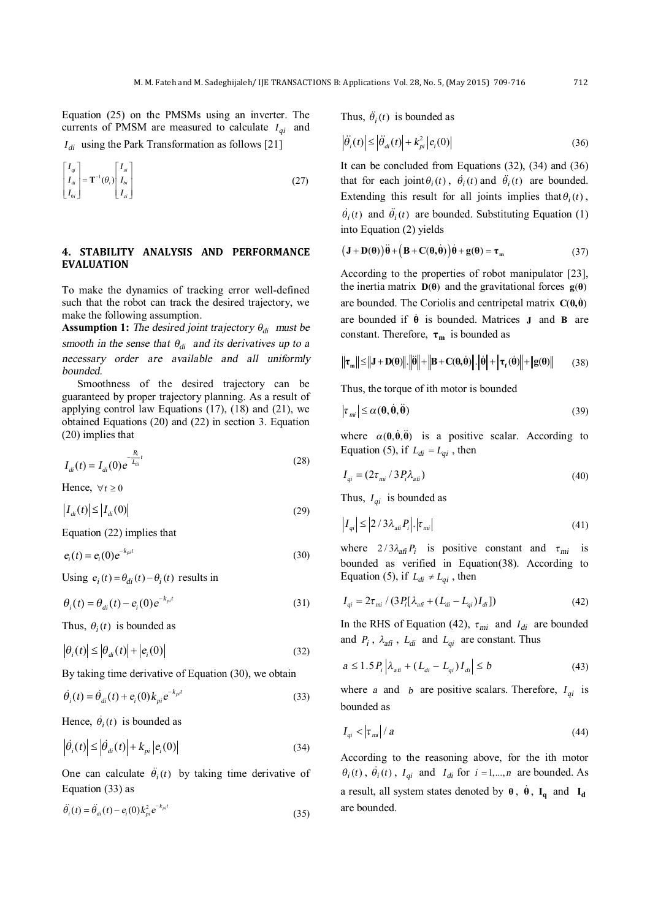Equation (25) on the PMSMs using an inverter. The currents of PMSM are measured to calculate $I_{qi}$ and $I_{di}$ using the Park Transformation as follows [21]

$$\begin{bmatrix} I_{qi} \\ I_{di} \\ I_{0i} \end{bmatrix} = \mathbf{T}^{-1}(\theta_i) \begin{bmatrix} I_{ai} \\ I_{bi} \\ I_{ci} \end{bmatrix} \tag{27}$$

## 4. STABILITY ANALYSIS AND PERFORMANCE EVALUATION

To make the dynamics of tracking error well-defined such that the robot can track the desired trajectory, we make the following assumption.

**Assumption 1:** *The desired joint trajectory $\theta_{di}$ must be smooth in the sense that $\theta_{di}$ and its derivatives up to a necessary order are available and all uniformly bounded.*

Smoothness of the desired trajectory can be guaranteed by proper trajectory planning. As a result of applying control law Equations (17), (18) and (21), we obtained Equations (20) and (22) in section 3. Equation (20) implies that

$$I_{di}(t) = I_{di}(0) e^{-\frac{R_i}{L_{di}}t} \tag{28}$$

Hence, $\forall t \geq 0$

$$|I_{di}(t)| \leq |I_{di}(0)| \tag{29}$$

Equation (22) implies that

$$e_i(t) = e_i(0) e^{-k_{pi}t} \tag{30}$$

Using $e_i(t) = \theta_{di}(t) - \theta_i(t)$ results in

$$\theta_i(t) = \theta_{di}(t) - e_i(0) e^{-k_{pi}t} \tag{31}$$

Thus, $\theta_i(t)$ is bounded as

$$|\theta_i(t)| \leq |\theta_{di}(t)| + |e_i(0)| \tag{32}$$

By taking time derivative of Equation (30), we obtain

$$\dot{\theta}_i(t) = \dot{\theta}_{di}(t) + e_i(0) k_{pi} e^{-k_{pi}t} \tag{33}$$

Hence, $\dot{\theta}_i(t)$ is bounded as

$$|\dot{\theta}_i(t)| \leq |\dot{\theta}_{di}(t)| + k_{pi} |e_i(0)| \tag{34}$$

One can calculate $\ddot{\theta}_i(t)$ by taking time derivative of Equation (33) as

$$\ddot{\theta}_i(t) = \ddot{\theta}_{di}(t) - e_i(0) k_{pi}^2 e^{-k_{pi}t} \tag{35}$$

Thus, $\ddot{\theta}_i(t)$ is bounded as

$$|\ddot{\theta}_i(t)| \leq |\ddot{\theta}_{di}(t)| + k_{pi}^2 |e_i(0)| \tag{36}$$

It can be concluded from Equations (32), (34) and (36) that for each joint $\theta_i(t)$, $\dot{\theta}_i(t)$ and $\ddot{\theta}_i(t)$ are bounded. Extending this result for all joints implies that $\theta_i(t)$, $\dot{\theta}_i(t)$ and $\ddot{\theta}_i(t)$ are bounded. Substituting Equation (1) into Equation (2) yields

$$(\mathbf{J} + \mathbf{D}(\boldsymbol{\theta}))\ddot{\boldsymbol{\theta}} + (\mathbf{B} + \mathbf{C}(\boldsymbol{\theta}, \dot{\boldsymbol{\theta}}))\dot{\boldsymbol{\theta}} + \mathbf{g}(\boldsymbol{\theta}) = \boldsymbol{\tau}_{\mathbf{m}} \tag{37}$$

According to the properties of robot manipulator [23], the inertia matrix $\mathbf{D}(\boldsymbol{\theta})$ and the gravitational forces $\mathbf{g}(\boldsymbol{\theta})$ are bounded. The Coriolis and centripetal matrix $\mathbf{C}(\boldsymbol{\theta}, \dot{\boldsymbol{\theta}})$ are bounded if $\dot{\boldsymbol{\theta}}$ is bounded. Matrices $\mathbf{J}$ and $\mathbf{B}$ are constant. Therefore, $\boldsymbol{\tau}_{\mathbf{m}}$ is bounded as

$$\|\boldsymbol{\tau}_{\mathbf{m}}\| \leq \|\mathbf{J} + \mathbf{D}(\boldsymbol{\theta})\| . \|\ddot{\boldsymbol{\theta}}\| + \|\mathbf{B} + \mathbf{C}(\boldsymbol{\theta}, \dot{\boldsymbol{\theta}})\| . \|\dot{\boldsymbol{\theta}}\| + \|\boldsymbol{\tau}_{\mathbf{f}}(\dot{\boldsymbol{\theta}})\| + \|\mathbf{g}(\boldsymbol{\theta})\| \tag{38}$$

Thus, the torque of ith motor is bounded

$$|\tau_{mi}| \leq \alpha(\boldsymbol{\theta}, \dot{\boldsymbol{\theta}}, \ddot{\boldsymbol{\theta}}) \tag{39}$$

where $\alpha(\boldsymbol{\theta}, \dot{\boldsymbol{\theta}}, \ddot{\boldsymbol{\theta}})$ is a positive scalar. According to Equation (5), if $L_{di} = L_{qi}$, then

$$I_{qi} = (2\tau_{mi} / 3P_i \lambda_{afi}) \tag{40}$$

Thus, $I_{qi}$ is bounded as

$$|I_{qi}| \leq |2/3\lambda_{afi} P_i| . |\tau_{mi}| \tag{41}$$

where $2/3\lambda_{afi} P_i$ is positive constant and $\tau_{mi}$ is bounded as verified in Equation(38). According to Equation (5), if $L_{di} \neq L_{qi}$, then

$$I_{qi} = 2\tau_{mi} / (3P_i[\lambda_{afi} + (L_{di} - L_{qi}) I_{di}]) \tag{42}$$

In the RHS of Equation (42), $\tau_{mi}$ and $I_{di}$ are bounded and $P_i$, $\lambda_{afi}$, $L_{di}$ and $L_{qi}$ are constant. Thus

$$a \leq 1.5 P_i |\lambda_{afi} + (L_{di} - L_{qi}) I_{di}| \leq b \tag{43}$$

where $a$ and $b$ are positive scalars. Therefore, $I_{qi}$ is bounded as

$$I_{qi} < |\tau_{mi}| / a \tag{44}$$

According to the reasoning above, for the ith motor $\theta_i(t)$, $\dot{\theta}_i(t)$, $I_{qi}$ and $I_{di}$ for $i = 1, \ldots, n$ are bounded. As a result, all system states denoted by $\boldsymbol{\theta}$, $\dot{\boldsymbol{\theta}}$, $\mathbf{I_q}$ and $\mathbf{I_d}$ are bounded.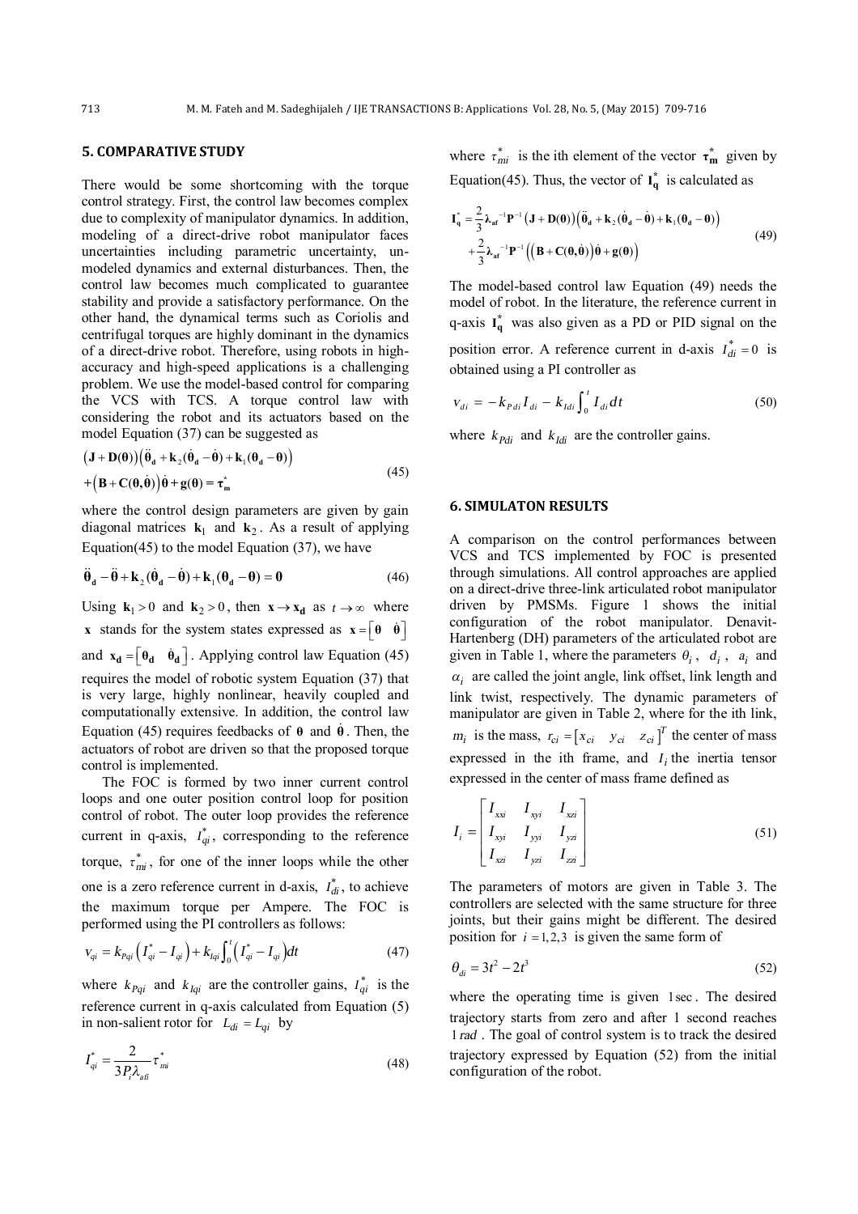## 5. COMPARATIVE STUDY

There would be some shortcoming with the torque control strategy. First, the control law becomes complex due to complexity of manipulator dynamics. In addition, modeling of a direct-drive robot manipulator faces uncertainties including parametric uncertainty, un-modeled dynamics and external disturbances. Then, the control law becomes much complicated to guarantee stability and provide a satisfactory performance. On the other hand, the dynamical terms such as Coriolis and centrifugal torques are highly dominant in the dynamics of a direct-drive robot. Therefore, using robots in high-accuracy and high-speed applications is a challenging problem. We use the model-based control for comparing the VCS with TCS. A torque control law with considering the robot and its actuators based on the model Equation (37) can be suggested as

$$\begin{aligned}&\left(\mathbf{J}+\mathbf{D}(\boldsymbol{\theta})\right)\left(\ddot{\boldsymbol{\theta}}_{\mathbf{d}}+\mathbf{k}_2(\dot{\boldsymbol{\theta}}_{\mathbf{d}}-\dot{\boldsymbol{\theta}})+\mathbf{k}_1(\boldsymbol{\theta}_{\mathbf{d}}-\boldsymbol{\theta})\right)\\&+\left(\mathbf{B}+\mathbf{C}(\boldsymbol{\theta},\dot{\boldsymbol{\theta}})\right)\dot{\boldsymbol{\theta}}+\mathbf{g}(\boldsymbol{\theta})=\boldsymbol{\tau}_{\mathbf{m}}^{*}\end{aligned} \tag{45}$$

where the control design parameters are given by gain diagonal matrices $\mathbf{k}_1$ and $\mathbf{k}_2$. As a result of applying Equation(45) to the model Equation (37), we have

$$\ddot{\boldsymbol{\theta}}_{\mathbf{d}}-\ddot{\boldsymbol{\theta}}+\mathbf{k}_2(\dot{\boldsymbol{\theta}}_{\mathbf{d}}-\dot{\boldsymbol{\theta}})+\mathbf{k}_1(\boldsymbol{\theta}_{\mathbf{d}}-\boldsymbol{\theta})=\mathbf{0} \tag{46}$$

Using $\mathbf{k}_1>0$ and $\mathbf{k}_2>0$, then $\mathbf{x}\to\mathbf{x}_{\mathbf{d}}$ as $t\to\infty$ where $\mathbf{x}$ stands for the system states expressed as $\mathbf{x}=\begin{bmatrix}\boldsymbol{\theta} & \dot{\boldsymbol{\theta}}\end{bmatrix}$ and $\mathbf{x}_{\mathbf{d}}=\begin{bmatrix}\boldsymbol{\theta}_{\mathbf{d}} & \dot{\boldsymbol{\theta}}_{\mathbf{d}}\end{bmatrix}$. Applying control law Equation (45) requires the model of robotic system Equation (37) that is very large, highly nonlinear, heavily coupled and computationally extensive. In addition, the control law Equation (45) requires feedbacks of $\boldsymbol{\theta}$ and $\dot{\boldsymbol{\theta}}$. Then, the actuators of robot are driven so that the proposed torque control is implemented.

The FOC is formed by two inner current control loops and one outer position control loop for position control of robot. The outer loop provides the reference current in q-axis, $I_{qi}^{*}$, corresponding to the reference torque, $\tau_{mi}^{*}$, for one of the inner loops while the other one is a zero reference current in d-axis, $I_{di}^{*}$, to achieve the maximum torque per Ampere. The FOC is performed using the PI controllers as follows:

$$v_{qi}=k_{Pqi}\left(I_{qi}^{*}-I_{qi}\right)+k_{Iqi}\int_0^t\left(I_{qi}^{*}-I_{qi}\right)dt \tag{47}$$

where $k_{Pqi}$ and $k_{Iqi}$ are the controller gains, $I_{qi}^{*}$ is the reference current in q-axis calculated from Equation (5) in non-salient rotor for $L_{di}=L_{qi}$ by

$$I_{qi}^{*}=\frac{2}{3P_i\lambda_{afi}}\tau_{mi}^{*} \tag{48}$$

where $\tau_{mi}^{*}$ is the ith element of the vector $\boldsymbol{\tau}_{\mathbf{m}}^{*}$ given by Equation(45). Thus, the vector of $\mathbf{I}_{\mathbf{q}}^{*}$ is calculated as

$$\begin{aligned}\mathbf{I}_{\mathbf{q}}^{*}&=\frac{2}{3}\boldsymbol{\lambda}_{\mathbf{af}}^{-1}\mathbf{P}^{-1}\left(\mathbf{J}+\mathbf{D}(\boldsymbol{\theta})\right)\left(\ddot{\boldsymbol{\theta}}_{\mathbf{d}}+\mathbf{k}_2(\dot{\boldsymbol{\theta}}_{\mathbf{d}}-\dot{\boldsymbol{\theta}})+\mathbf{k}_1(\boldsymbol{\theta}_{\mathbf{d}}-\boldsymbol{\theta})\right)\\&+\frac{2}{3}\boldsymbol{\lambda}_{\mathbf{af}}^{-1}\mathbf{P}^{-1}\left(\left(\mathbf{B}+\mathbf{C}(\boldsymbol{\theta},\dot{\boldsymbol{\theta}})\right)\dot{\boldsymbol{\theta}}+\mathbf{g}(\boldsymbol{\theta})\right)\end{aligned} \tag{49}$$

The model-based control law Equation (49) needs the model of robot. In the literature, the reference current in q-axis $\mathbf{I}_{\mathbf{q}}^{*}$ was also given as a PD or PID signal on the position error. A reference current in d-axis $I_{di}^{*}=0$ is obtained using a PI controller as

$$v_{di}=-k_{Pdi}I_{di}-k_{Idi}\int_0^t I_{di}dt \tag{50}$$

where $k_{Pdi}$ and $k_{Idi}$ are the controller gains.

## 6. SIMULATON RESULTS

A comparison on the control performances between VCS and TCS implemented by FOC is presented through simulations. All control approaches are applied on a direct-drive three-link articulated robot manipulator driven by PMSMs. Figure 1 shows the initial configuration of the robot manipulator. Denavit-Hartenberg (DH) parameters of the articulated robot are given in Table 1, where the parameters $\theta_i$, $d_i$, $a_i$ and $\alpha_i$ are called the joint angle, link offset, link length and link twist, respectively. The dynamic parameters of manipulator are given in Table 2, where for the ith link, $m_i$ is the mass, $r_{ci}=\begin{bmatrix}x_{ci} & y_{ci} & z_{ci}\end{bmatrix}^T$ the center of mass expressed in the ith frame, and $I_i$ the inertia tensor expressed in the center of mass frame defined as

$$I_i=\begin{bmatrix}I_{xxi} & I_{xyi} & I_{xzi}\\ I_{xyi} & I_{yyi} & I_{yzi}\\ I_{xzi} & I_{yzi} & I_{zzi}\end{bmatrix} \tag{51}$$

The parameters of motors are given in Table 3. The controllers are selected with the same structure for three joints, but their gains might be different. The desired position for $i=1,2,3$ is given the same form of

$$\theta_{di}=3t^2-2t^3 \tag{52}$$

where the operating time is given $1\,\text{sec}$. The desired trajectory starts from zero and after 1 second reaches $1\,rad$. The goal of control system is to track the desired trajectory expressed by Equation (52) from the initial configuration of the robot.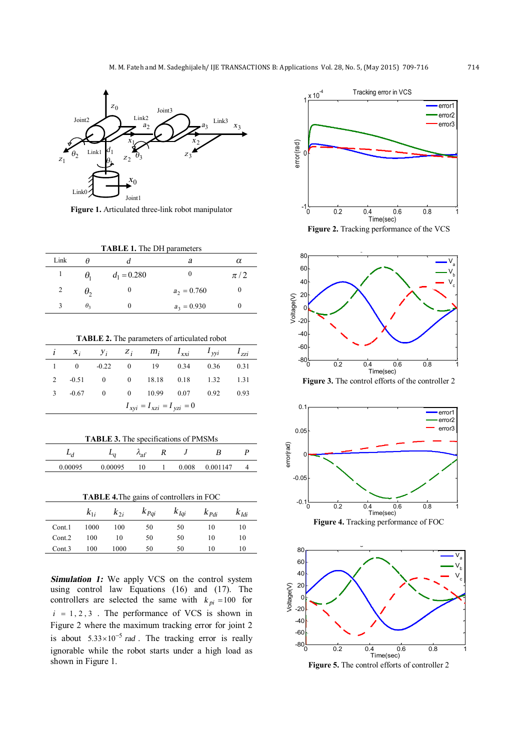Figure 1. Articulated three-link robot manipulator

**TABLE 1.** The DH parameters

| Link | $\theta$ | $d$ | $a$ | $\alpha$ |
|---|---|---|---|---|
| 1 | $\theta_1$ | $d_1 = 0.280$ | 0 | $\pi/2$ |
| 2 | $\theta_2$ | 0 | $a_2 = 0.760$ | 0 |
| 3 | $\theta_3$ | 0 | $a_3 = 0.930$ | 0 |

**TABLE 2.** The parameters of articulated robot

| $i$ | $x_i$ | $y_i$ | $z_i$ | $m_i$ | $I_{xxi}$ | $I_{yyi}$ | $I_{zzi}$ |
|---|---|---|---|---|---|---|---|
| 1 | 0 | -0.22 | 0 | 19 | 0.34 | 0.36 | 0.31 |
| 2 | -0.51 | 0 | 0 | 18.18 | 0.18 | 1.32 | 1.31 |
| 3 | -0.67 | 0 | 0 | 10.99 | 0.07 | 0.92 | 0.93 |
| | | | $I_{xyi} = I_{xzi} = I_{yzi} = 0$ | | | | |

**TABLE 3.** The specifications of PMSMs

| $L_d$ | $L_q$ | $\lambda_{af}$ | $R$ | $J$ | $B$ | $P$ |
|---|---|---|---|---|---|---|
| 0.00095 | 0.00095 | 10 | 1 | 0.008 | 0.001147 | 4 |

**TABLE 4.** The gains of controllers in FOC

| | $k_{1i}$ | $k_{2i}$ | $k_{Pqi}$ | $k_{Iqi}$ | $k_{Pdi}$ | $k_{Idi}$ |
|---|---|---|---|---|---|---|
| Cont.1 | 1000 | 100 | 50 | 50 | 10 | 10 |
| Cont.2 | 100 | 10 | 50 | 50 | 10 | 10 |
| Cont.3 | 100 | 1000 | 50 | 50 | 10 | 10 |

***Simulation 1:*** We apply VCS on the control system using control law Equations (16) and (17). The controllers are selected the same with $k_{pi} = 100$ for $i = 1, 2, 3$. The performance of VCS is shown in Figure 2 where the maximum tracking error for joint 2 is about $5.33 \times 10^{-5}$ *rad*. The tracking error is really ignorable while the robot starts under a high load as shown in Figure 1.

**Figure 2.** Tracking performance of the VCS

**Figure 3.** The control efforts of the controller 2

**Figure 4.** Tracking performance of FOC

**Figure 5.** The control efforts of controller 2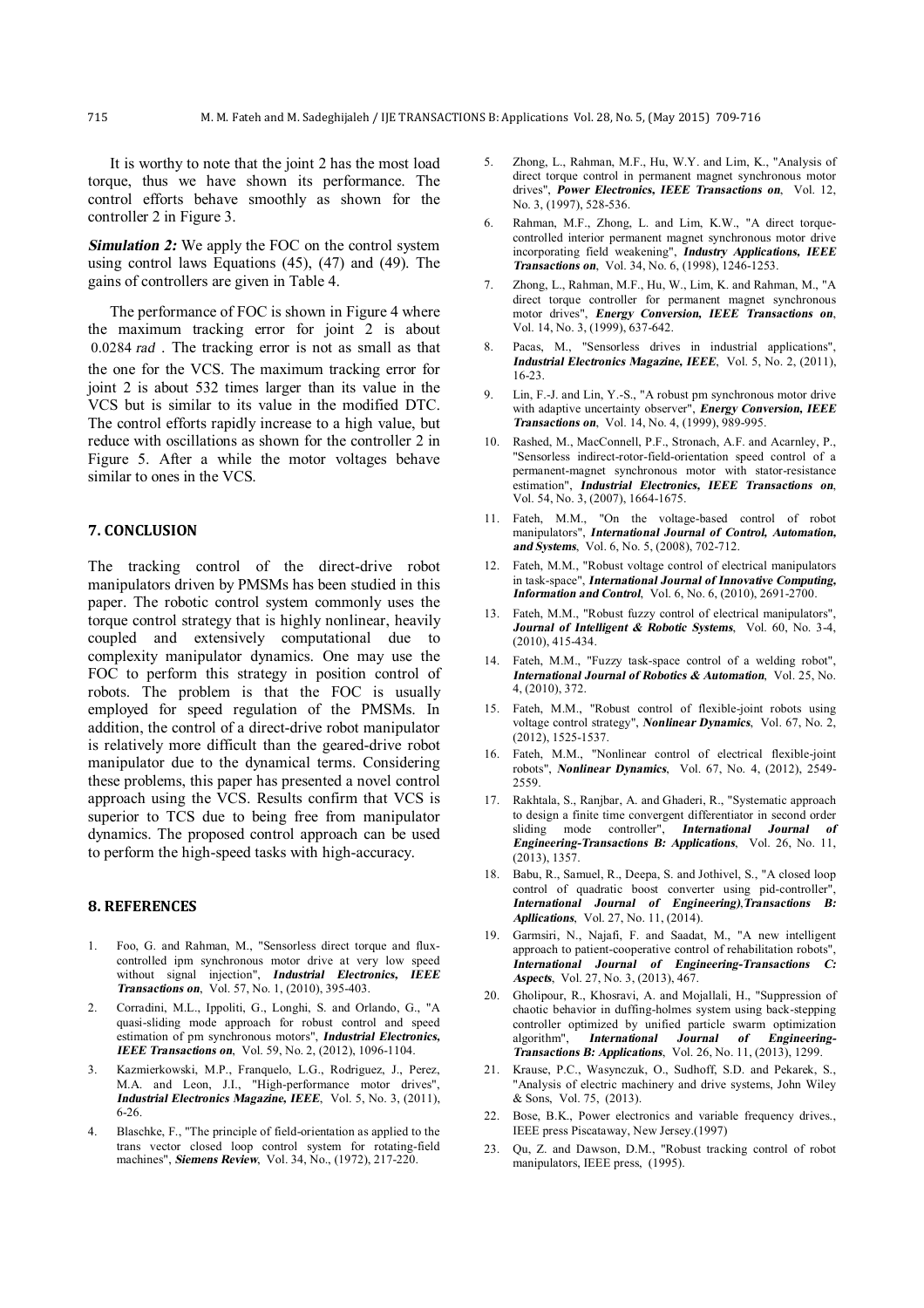It is worthy to note that the joint 2 has the most load torque, thus we have shown its performance. The control efforts behave smoothly as shown for the controller 2 in Figure 3.

***Simulation 2:*** We apply the FOC on the control system using control laws Equations (45), (47) and (49). The gains of controllers are given in Table 4.

The performance of FOC is shown in Figure 4 where the maximum tracking error for joint 2 is about $0.0284\ rad$. The tracking error is not as small as that the one for the VCS. The maximum tracking error for joint 2 is about 532 times larger than its value in the VCS but is similar to its value in the modified DTC. The control efforts rapidly increase to a high value, but reduce with oscillations as shown for the controller 2 in Figure 5. After a while the motor voltages behave similar to ones in the VCS.

## 7. CONCLUSION

The tracking control of the direct-drive robot manipulators driven by PMSMs has been studied in this paper. The robotic control system commonly uses the torque control strategy that is highly nonlinear, heavily coupled and extensively computational due to complexity manipulator dynamics. One may use the FOC to perform this strategy in position control of robots. The problem is that the FOC is usually employed for speed regulation of the PMSMs. In addition, the control of a direct-drive robot manipulator is relatively more difficult than the geared-drive robot manipulator due to the dynamical terms. Considering these problems, this paper has presented a novel control approach using the VCS. Results confirm that VCS is superior to TCS due to being free from manipulator dynamics. The proposed control approach can be used to perform the high-speed tasks with high-accuracy.

## 8. REFERENCES

1. Foo, G. and Rahman, M., "Sensorless direct torque and flux-controlled ipm synchronous motor drive at very low speed without signal injection", ***Industrial Electronics, IEEE Transactions on***, Vol. 57, No. 1, (2010), 395-403.
2. Corradini, M.L., Ippoliti, G., Longhi, S. and Orlando, G., "A quasi-sliding mode approach for robust control and speed estimation of pm synchronous motors", ***Industrial Electronics, IEEE Transactions on***, Vol. 59, No. 2, (2012), 1096-1104.
3. Kazmierkowski, M.P., Franquelo, L.G., Rodriguez, J., Perez, M.A. and Leon, J.I., "High-performance motor drives", ***Industrial Electronics Magazine, IEEE***, Vol. 5, No. 3, (2011), 6-26.
4. Blaschke, F., "The principle of field-orientation as applied to the trans vector closed loop control system for rotating-field machines", ***Siemens Review***, Vol. 34, No., (1972), 217-220.
5. Zhong, L., Rahman, M.F., Hu, W.Y. and Lim, K., "Analysis of direct torque control in permanent magnet synchronous motor drives", ***Power Electronics, IEEE Transactions on***, Vol. 12, No. 3, (1997), 528-536.
6. Rahman, M.F., Zhong, L. and Lim, K.W., "A direct torque-controlled interior permanent magnet synchronous motor drive incorporating field weakening", ***Industry Applications, IEEE Transactions on***, Vol. 34, No. 6, (1998), 1246-1253.
7. Zhong, L., Rahman, M.F., Hu, W., Lim, K. and Rahman, M., "A direct torque controller for permanent magnet synchronous motor drives", ***Energy Conversion, IEEE Transactions on***, Vol. 14, No. 3, (1999), 637-642.
8. Pacas, M., "Sensorless drives in industrial applications", ***Industrial Electronics Magazine, IEEE***, Vol. 5, No. 2, (2011), 16-23.
9. Lin, F.-J. and Lin, Y.-S., "A robust pm synchronous motor drive with adaptive uncertainty observer", ***Energy Conversion, IEEE Transactions on***, Vol. 14, No. 4, (1999), 989-995.
10. Rashed, M., MacConnell, P.F., Stronach, A.F. and Acarnley, P., "Sensorless indirect-rotor-field-orientation speed control of a permanent-magnet synchronous motor with stator-resistance estimation", ***Industrial Electronics, IEEE Transactions on***, Vol. 54, No. 3, (2007), 1664-1675.
11. Fateh, M.M., "On the voltage-based control of robot manipulators", ***International Journal of Control, Automation, and Systems***, Vol. 6, No. 5, (2008), 702-712.
12. Fateh, M.M., "Robust voltage control of electrical manipulators in task-space", ***International Journal of Innovative Computing, Information and Control***, Vol. 6, No. 6, (2010), 2691-2700.
13. Fateh, M.M., "Robust fuzzy control of electrical manipulators", ***Journal of Intelligent & Robotic Systems***, Vol. 60, No. 3-4, (2010), 415-434.
14. Fateh, M.M., "Fuzzy task-space control of a welding robot", ***International Journal of Robotics & Automation***, Vol. 25, No. 4, (2010), 372.
15. Fateh, M.M., "Robust control of flexible-joint robots using voltage control strategy", ***Nonlinear Dynamics***, Vol. 67, No. 2, (2012), 1525-1537.
16. Fateh, M.M., "Nonlinear control of electrical flexible-joint robots", ***Nonlinear Dynamics***, Vol. 67, No. 4, (2012), 2549-2559.
17. Rakhtala, S., Ranjbar, A. and Ghaderi, R., "Systematic approach to design a finite time convergent differentiator in second order sliding mode controller", ***International Journal of Engineering-Transactions B: Applications***, Vol. 26, No. 11, (2013), 1357.
18. Babu, R., Samuel, R., Deepa, S. and Jothivel, S., "A closed loop control of quadratic boost converter using pid-controller", ***International Journal of Engineering),Transactions B: Apllications***, Vol. 27, No. 11, (2014).
19. Garmsiri, N., Najafi, F. and Saadat, M., "A new intelligent approach to patient-cooperative control of rehabilitation robots", ***International Journal of Engineering-Transactions C: Aspects***, Vol. 27, No. 3, (2013), 467.
20. Gholipour, R., Khosravi, A. and Mojallali, H., "Suppression of chaotic behavior in duffing-holmes system using back-stepping controller optimized by unified particle swarm optimization algorithm", ***International Journal of Engineering-Transactions B: Applications***, Vol. 26, No. 11, (2013), 1299.
21. Krause, P.C., Wasynczuk, O., Sudhoff, S.D. and Pekarek, S., "Analysis of electric machinery and drive systems, John Wiley & Sons, Vol. 75, (2013).
22. Bose, B.K., Power electronics and variable frequency drives., IEEE press Piscataway, New Jersey.(1997)
23. Qu, Z. and Dawson, D.M., "Robust tracking control of robot manipulators, IEEE press, (1995).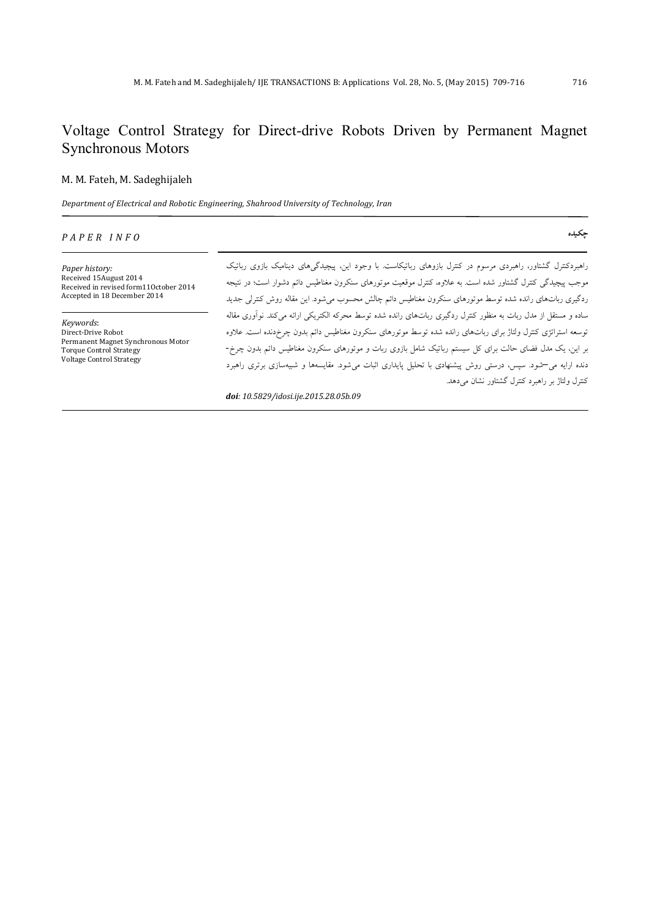# Voltage Control Strategy for Direct-drive Robots Driven by Permanent Magnet Synchronous Motors

M. M. Fateh, M. Sadeghijaleh

*Department of Electrical and Robotic Engineering, Shahrood University of Technology, Iran*

---

*PAPER INFO*

*Paper history:*
Received 15August 2014
Received in revised form11October 2014
Accepted in 18 December 2014

*Keywords*:
Direct-Drive Robot
Permanent Magnet Synchronous Motor
Torque Control Strategy
Voltage Control Strategy

**چکیده**

راهبردکنترل گشتاور، راهبردی مرسوم در کنترل بازوهای رباتیکاست. با وجود این، پیچیدگی‌های دینامیک بازوی رباتیک موجب پیچیدگی کنترل گشتاور شده است. به علاوه، کنترل موقعیت موتورهای سنکرون مغناطیس دائم دشوار است؛ در نتیجه ردگیری ربات‌های رانده شده توسط موتورهای سنکرون مغناطیس دائم چالش محسوب می‌شود. این مقاله روش کنترلی جدید ساده و مستقل از مدل ربات به منظور کنترل ردگیری ربات‌های رانده شده توسط محرکه الکتریکی ارائه می‌کند. نوآوری مقاله توسعه استراتژی کنترل ولتاژ برای ربات‌های رانده شده توسط موتورهای سنکرون مغناطیس دائم بدون چرخ‌دنده است. علاوه بر این، یک مدل فضای حالت برای کل سیستم رباتیک شامل بازوی ربات و موتورهای سنکرون مغناطیس دائم بدون چرخ-دنده ارایه می‌شود. سپس، درستی روش پیشنهادی با تحلیل پایداری اثبات می‌شود. مقایسه‌ها و شبیه‌سازی برتری راهبرد کنترل ولتاژ بر راهبرد کنترل گشتاور نشان می‌دهد.

***doi**: 10.5829/idosi.ije.2015.28.05b.09*